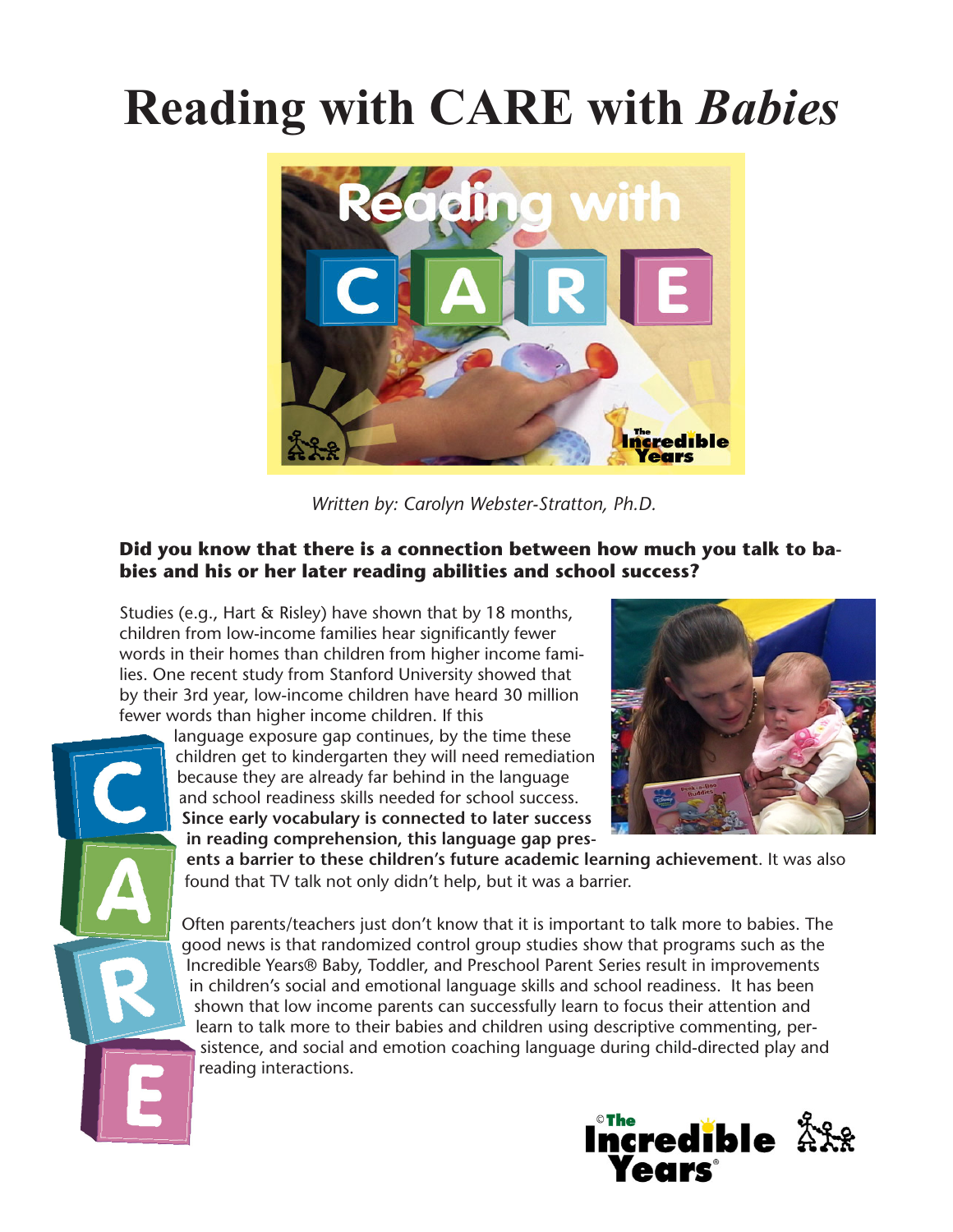# Reading with CARE with *Babies*

*Written by: Carolyn Webster-Stratton, Ph.D.*

**Did you know that there is a connection between how much you talk to babies and his or her later reading abilities and school success?**

Studies (e.g., Hart & Risley) have shown that by 18 months, children from low-income families hear significantly fewer words in their homes than children from higher income families. One recent study from Stanford University showed that by their 3rd year, low-income children have heard 30 million fewer words than higher income children. If this language exposure gap continues, by the time these children get to kindergarten they will need remediation because they are already far behind in the language and school readiness skills needed for school success. **Since early vocabulary is connected to later success in reading comprehension, this language gap presents a barrier to these children's future academic learning achievement**. It was also found that TV talk not only didn't help, but it was a barrier.

Often parents/teachers just don't know that it is important to talk more to babies. The good news is that randomized control group studies show that programs such as the Incredible Years® Baby, Toddler, and Preschool Parent Series result in improvements in children's social and emotional language skills and school readiness. It has been shown that low income parents can successfully learn to focus their attention and learn to talk more to their babies and children using descriptive commenting, persistence, and social and emotion coaching language during child-directed play and reading interactions.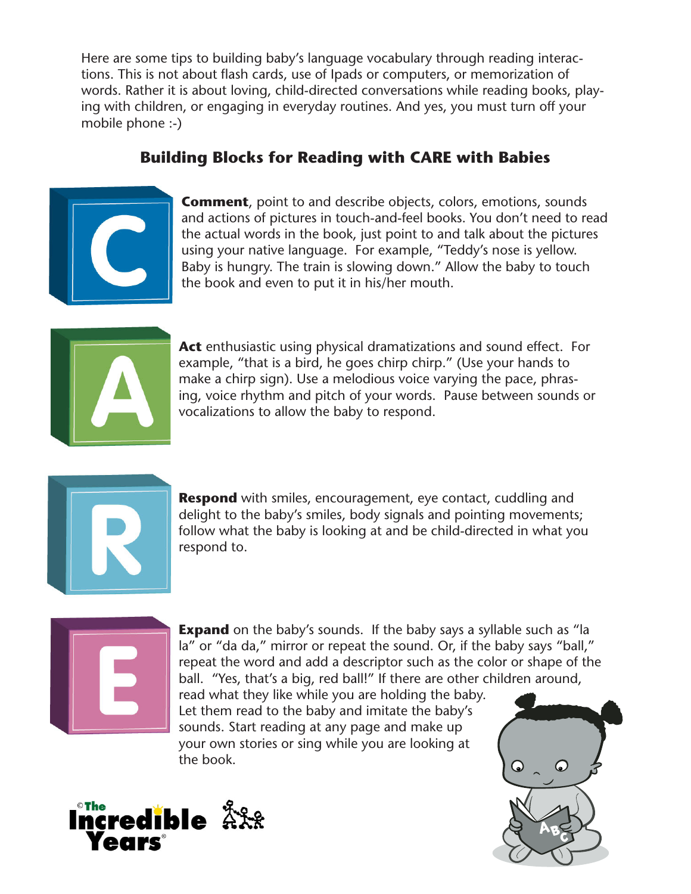Here are some tips to building baby's language vocabulary through reading interactions. This is not about flash cards, use of Ipads or computers, or memorization of words. Rather it is about loving, child-directed conversations while reading books, playing with children, or engaging in everyday routines. And yes, you must turn off your mobile phone :-)

## Building Blocks for Reading with CARE with Babies

**Comment**, point to and describe objects, colors, emotions, sounds and actions of pictures in touch-and-feel books. You don't need to read the actual words in the book, just point to and talk about the pictures using your native language. For example, "Teddy's nose is yellow. Baby is hungry. The train is slowing down." Allow the baby to touch the book and even to put it in his/her mouth.

**Act** enthusiastic using physical dramatizations and sound effect. For example, "that is a bird, he goes chirp chirp." (Use your hands to make a chirp sign). Use a melodious voice varying the pace, phrasing, voice rhythm and pitch of your words. Pause between sounds or vocalizations to allow the baby to respond.

**Respond** with smiles, encouragement, eye contact, cuddling and delight to the baby's smiles, body signals and pointing movements; follow what the baby is looking at and be child-directed in what you respond to.

**Expand** on the baby's sounds. If the baby says a syllable such as "la la" or "da da," mirror or repeat the sound. Or, if the baby says "ball," repeat the word and add a descriptor such as the color or shape of the ball. "Yes, that's a big, red ball!" If there are other children around, read what they like while you are holding the baby. Let them read to the baby and imitate the baby's sounds. Start reading at any page and make up your own stories or sing while you are looking at the book.

©The Incredible Years®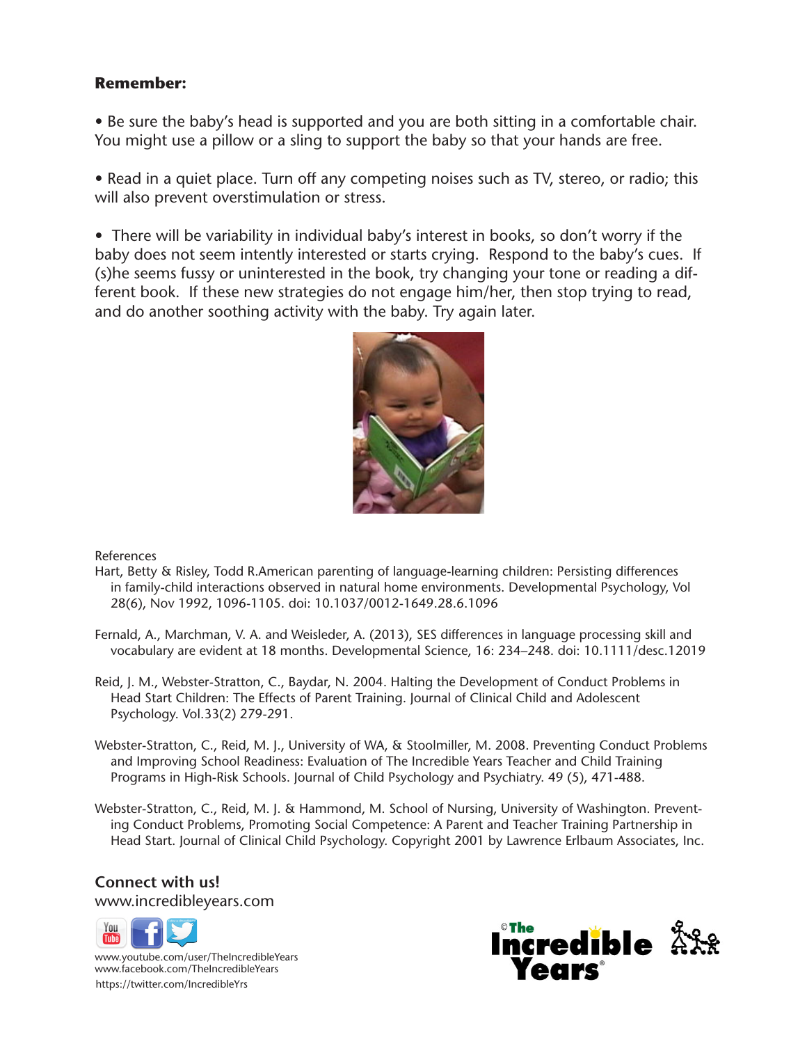**Remember:**

- Be sure the baby's head is supported and you are both sitting in a comfortable chair. You might use a pillow or a sling to support the baby so that your hands are free.

- Read in a quiet place. Turn off any competing noises such as TV, stereo, or radio; this will also prevent overstimulation or stress.

- There will be variability in individual baby's interest in books, so don't worry if the baby does not seem intently interested or starts crying. Respond to the baby's cues. If (s)he seems fussy or uninterested in the book, try changing your tone or reading a different book. If these new strategies do not engage him/her, then stop trying to read, and do another soothing activity with the baby. Try again later.

References

Hart, Betty & Risley, Todd R.American parenting of language-learning children: Persisting differences in family-child interactions observed in natural home environments. Developmental Psychology, Vol 28(6), Nov 1992, 1096-1105. doi: 10.1037/0012-1649.28.6.1096

Fernald, A., Marchman, V. A. and Weisleder, A. (2013), SES differences in language processing skill and vocabulary are evident at 18 months. Developmental Science, 16: 234–248. doi: 10.1111/desc.12019

Reid, J. M., Webster-Stratton, C., Baydar, N. 2004. Halting the Development of Conduct Problems in Head Start Children: The Effects of Parent Training. Journal of Clinical Child and Adolescent Psychology. Vol.33(2) 279-291.

Webster-Stratton, C., Reid, M. J., University of WA, & Stoolmiller, M. 2008. Preventing Conduct Problems and Improving School Readiness: Evaluation of The Incredible Years Teacher and Child Training Programs in High-Risk Schools. Journal of Child Psychology and Psychiatry. 49 (5), 471-488.

Webster-Stratton, C., Reid, M. J. & Hammond, M. School of Nursing, University of Washington. Preventing Conduct Problems, Promoting Social Competence: A Parent and Teacher Training Partnership in Head Start. Journal of Clinical Child Psychology. Copyright 2001 by Lawrence Erlbaum Associates, Inc.

**Connect with us!**

www.incredibleyears.com

www.youtube.com/user/TheIncredibleYears
www.facebook.com/TheIncredibleYears
https://twitter.com/IncredibleYrs

©The Incredible Years®